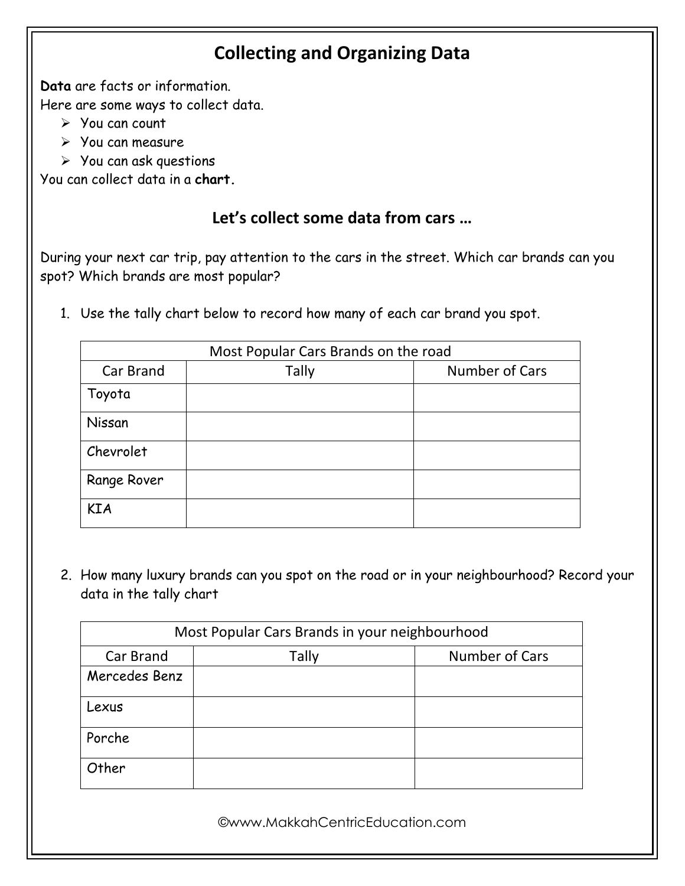# Collecting and Organizing Data

**Data** are facts or information.
Here are some ways to collect data.

- You can count
- You can measure
- You can ask questions

You can collect data in a **chart.**

## Let's collect some data from cars …

During your next car trip, pay attention to the cars in the street. Which car brands can you spot? Which brands are most popular?

1. Use the tally chart below to record how many of each car brand you spot.

| Most Popular Cars Brands on the road | | |
|---|---|---|
| Car Brand | Tally | Number of Cars |
| Toyota | | |
| Nissan | | |
| Chevrolet | | |
| Range Rover | | |
| KIA | | |

2. How many luxury brands can you spot on the road or in your neighbourhood? Record your data in the tally chart

| Most Popular Cars Brands in your neighbourhood | | |
|---|---|---|
| Car Brand | Tally | Number of Cars |
| Mercedes Benz | | |
| Lexus | | |
| Porche | | |
| Other | | |

©www.MakkahCentricEducation.com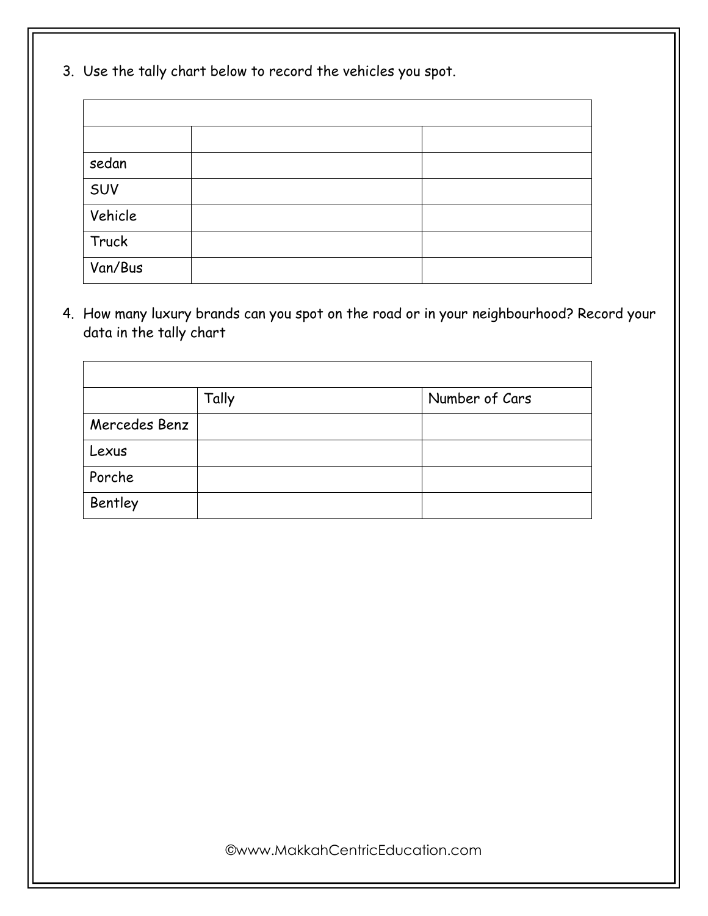3. Use the tally chart below to record the vehicles you spot.

| | | |
|---|---|---|
| | | |
| sedan | | |
| SUV | | |
| Vehicle | | |
| Truck | | |
| Van/Bus | | |

4. How many luxury brands can you spot on the road or in your neighbourhood? Record your data in the tally chart

| | | |
|---|---|---|
| | Tally | Number of Cars |
| Mercedes Benz | | |
| Lexus | | |
| Porche | | |
| Bentley | | |

©www.MakkahCentricEducation.com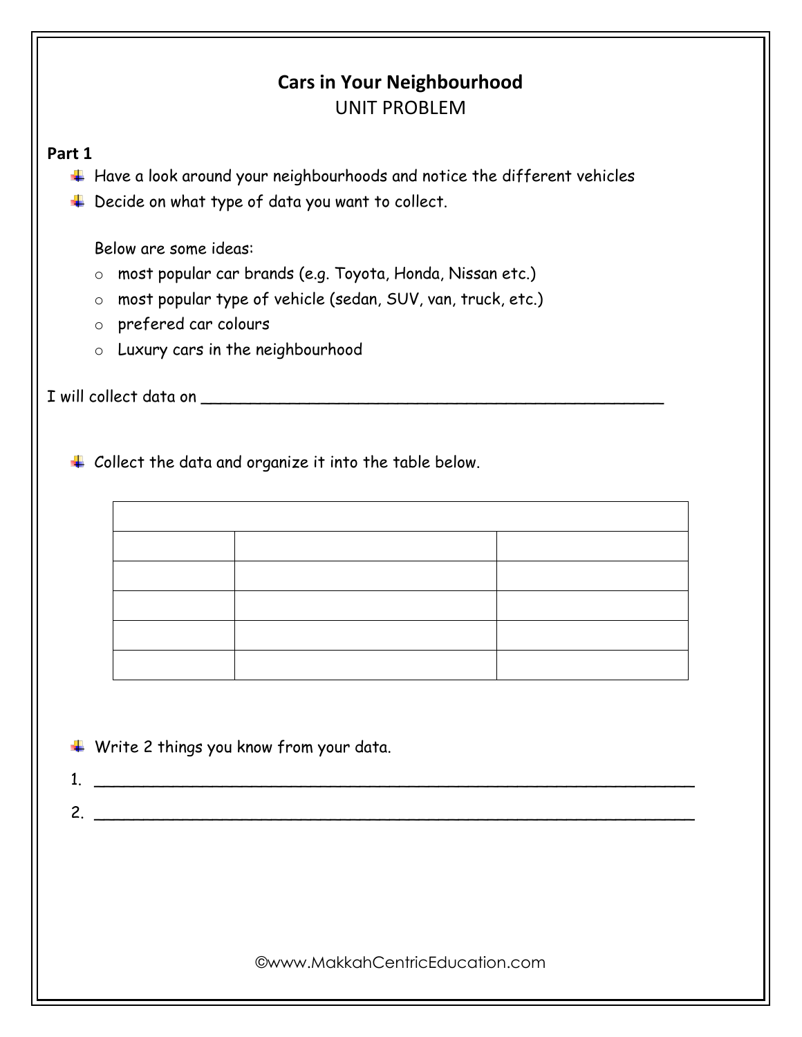## Cars in Your Neighbourhood

UNIT PROBLEM

**Part 1**

- Have a look around your neighbourhoods and notice the different vehicles
- Decide on what type of data you want to collect.

  Below are some ideas:
  - most popular car brands (e.g. Toyota, Honda, Nissan etc.)
  - most popular type of vehicle (sedan, SUV, van, truck, etc.)
  - prefered car colours
  - Luxury cars in the neighbourhood

I will collect data on ___________________________________________________

- Collect the data and organize it into the table below.

| | | |
|---|---|---|
| | | |
| | | |
| | | |
| | | |
| | | |

- Write 2 things you know from your data.

1. ___________________________________________________________________
2. ___________________________________________________________________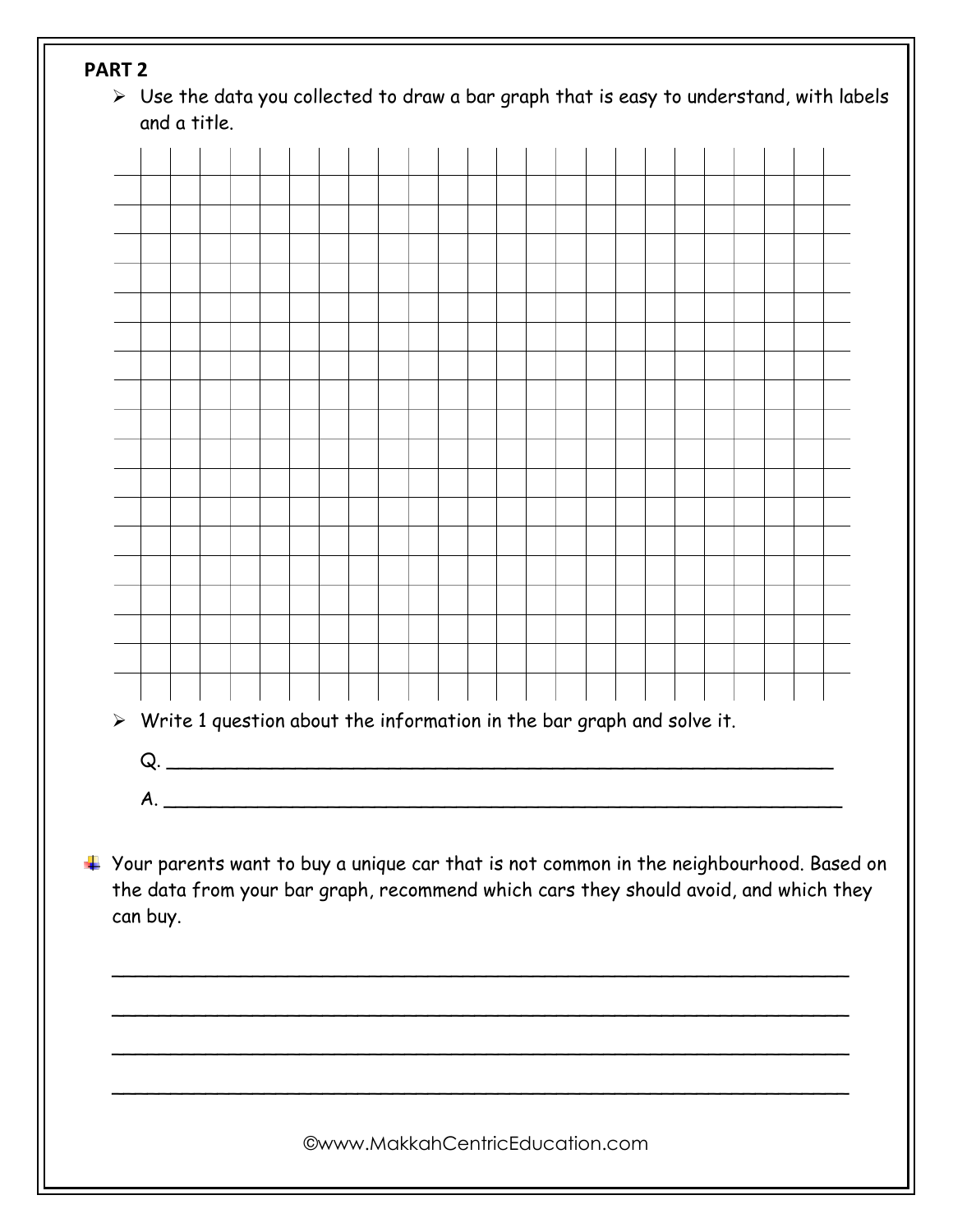**PART 2**

- Use the data you collected to draw a bar graph that is easy to understand, with labels and a title.

- Write 1 question about the information in the bar graph and solve it.

  Q. ___________________________________________________________

  A. ___________________________________________________________

- Your parents want to buy a unique car that is not common in the neighbourhood. Based on the data from your bar graph, recommend which cars they should avoid, and which they can buy.

______________________________________________________________

______________________________________________________________

______________________________________________________________

______________________________________________________________

©www.MakkahCentricEducation.com